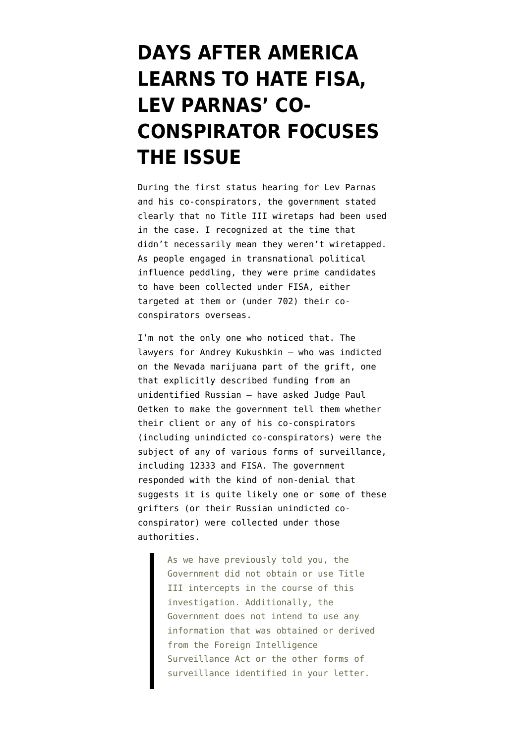# DAYS AFTER AMERICA LEARNS TO HATE FISA, LEV PARNAS' CO-CONSPIRATOR FOCUSES THE ISSUE

During the first status hearing for Lev Parnas and his co-conspirators, the government stated clearly that no Title III wiretaps had been used in the case. I recognized at the time that didn't necessarily mean they weren't wiretapped. As people engaged in transnational political influence peddling, they were prime candidates to have been collected under FISA, either targeted at them or (under 702) their co-conspirators overseas.

I'm not the only one who noticed that. The lawyers for Andrey Kukushkin — who was indicted on the Nevada marijuana part of the grift, one that explicitly described funding from an unidentified Russian — have asked Judge Paul Oetken to make the government tell them whether their client or any of his co-conspirators (including unindicted co-conspirators) were the subject of any of various forms of surveillance, including 12333 and FISA. The government responded with the kind of non-denial that suggests it is quite likely one or some of these grifters (or their Russian unindicted co-conspirator) were collected under those authorities.

> As we have previously told you, the Government did not obtain or use Title III intercepts in the course of this investigation. Additionally, the Government does not intend to use any information that was obtained or derived from the Foreign Intelligence Surveillance Act or the other forms of surveillance identified in your letter.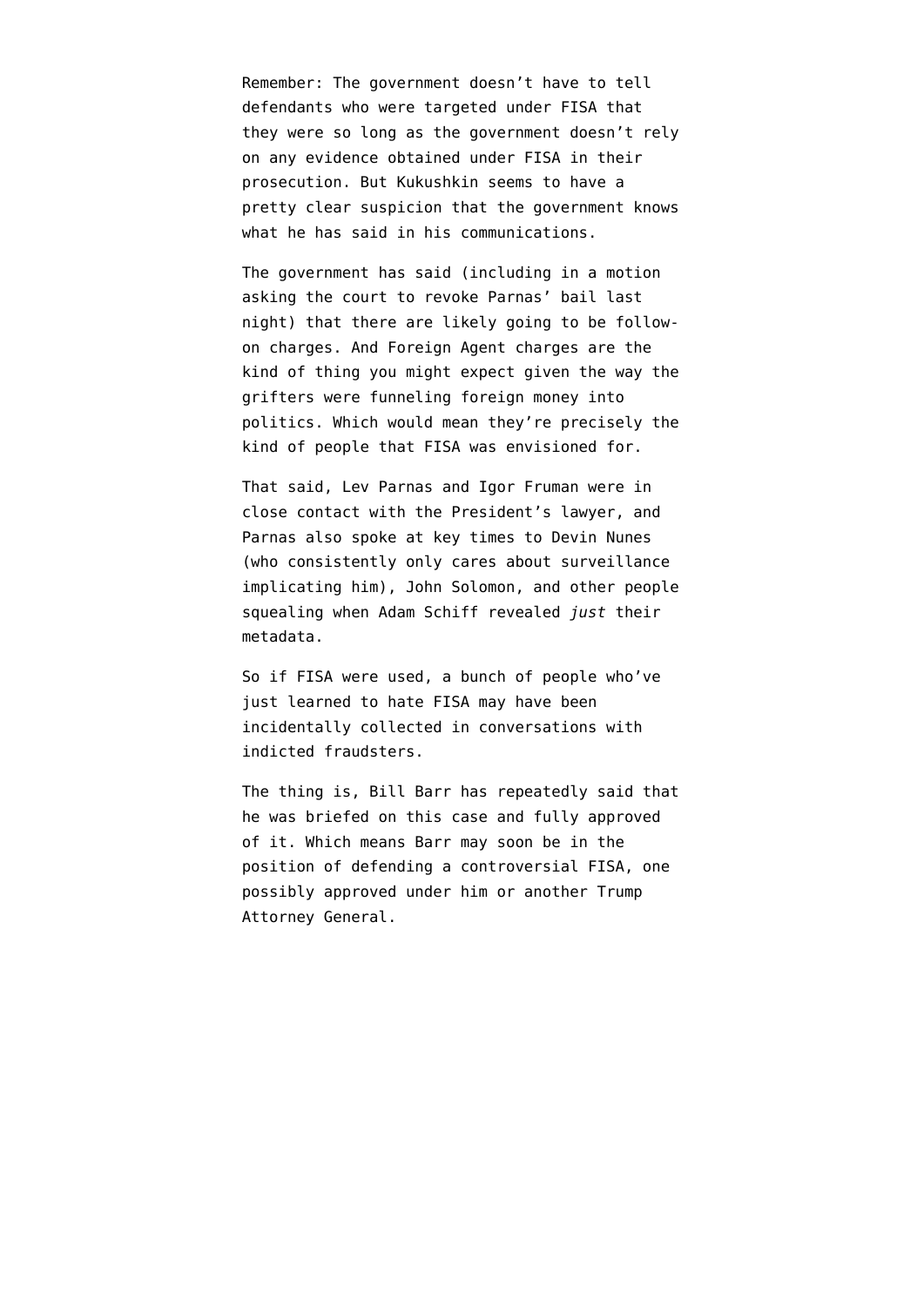Remember: The government doesn't have to tell defendants who were targeted under FISA that they were so long as the government doesn't rely on any evidence obtained under FISA in their prosecution. But Kukushkin seems to have a pretty clear suspicion that the government knows what he has said in his communications.

The government has said (including in a motion asking the court to revoke Parnas' bail last night) that there are likely going to be follow-on charges. And Foreign Agent charges are the kind of thing you might expect given the way the grifters were funneling foreign money into politics. Which would mean they're precisely the kind of people that FISA was envisioned for.

That said, Lev Parnas and Igor Fruman were in close contact with the President's lawyer, and Parnas also spoke at key times to Devin Nunes (who consistently only cares about surveillance implicating him), John Solomon, and other people squealing when Adam Schiff revealed *just* their metadata.

So if FISA were used, a bunch of people who've just learned to hate FISA may have been incidentally collected in conversations with indicted fraudsters.

The thing is, Bill Barr has repeatedly said that he was briefed on this case and fully approved of it. Which means Barr may soon be in the position of defending a controversial FISA, one possibly approved under him or another Trump Attorney General.